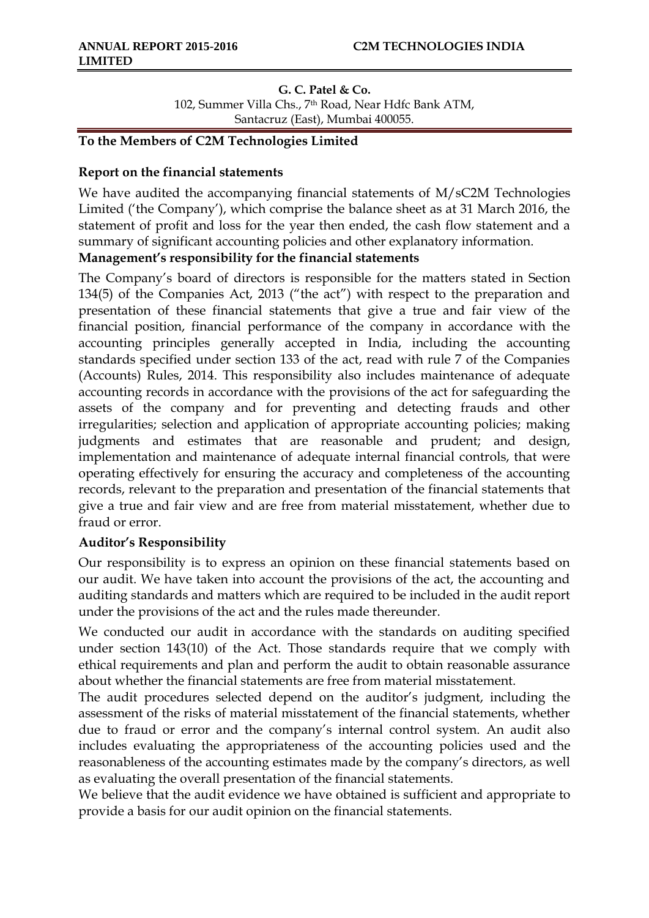**G. C. Patel & Co.**
102, Summer Villa Chs., 7th Road, Near Hdfc Bank ATM,
Santacruz (East), Mumbai 400055.

**To the Members of C2M Technologies Limited**

**Report on the financial statements**

We have audited the accompanying financial statements of M/sC2M Technologies Limited ('the Company'), which comprise the balance sheet as at 31 March 2016, the statement of profit and loss for the year then ended, the cash flow statement and a summary of significant accounting policies and other explanatory information.

**Management's responsibility for the financial statements**

The Company's board of directors is responsible for the matters stated in Section 134(5) of the Companies Act, 2013 ("the act") with respect to the preparation and presentation of these financial statements that give a true and fair view of the financial position, financial performance of the company in accordance with the accounting principles generally accepted in India, including the accounting standards specified under section 133 of the act, read with rule 7 of the Companies (Accounts) Rules, 2014. This responsibility also includes maintenance of adequate accounting records in accordance with the provisions of the act for safeguarding the assets of the company and for preventing and detecting frauds and other irregularities; selection and application of appropriate accounting policies; making judgments and estimates that are reasonable and prudent; and design, implementation and maintenance of adequate internal financial controls, that were operating effectively for ensuring the accuracy and completeness of the accounting records, relevant to the preparation and presentation of the financial statements that give a true and fair view and are free from material misstatement, whether due to fraud or error.

**Auditor's Responsibility**

Our responsibility is to express an opinion on these financial statements based on our audit. We have taken into account the provisions of the act, the accounting and auditing standards and matters which are required to be included in the audit report under the provisions of the act and the rules made thereunder.

We conducted our audit in accordance with the standards on auditing specified under section 143(10) of the Act. Those standards require that we comply with ethical requirements and plan and perform the audit to obtain reasonable assurance about whether the financial statements are free from material misstatement.

The audit procedures selected depend on the auditor's judgment, including the assessment of the risks of material misstatement of the financial statements, whether due to fraud or error and the company's internal control system. An audit also includes evaluating the appropriateness of the accounting policies used and the reasonableness of the accounting estimates made by the company's directors, as well as evaluating the overall presentation of the financial statements.

We believe that the audit evidence we have obtained is sufficient and appropriate to provide a basis for our audit opinion on the financial statements.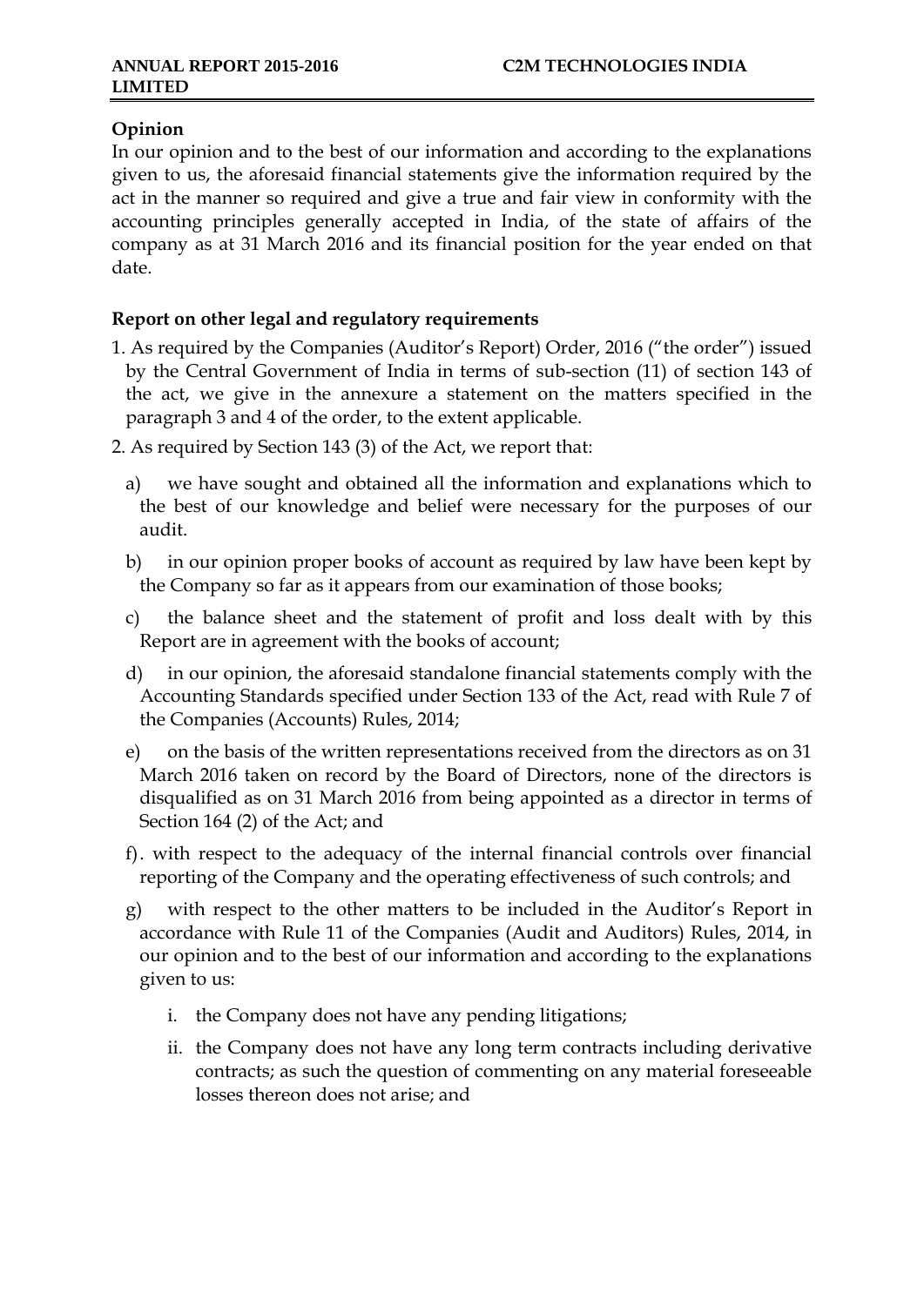## Opinion

In our opinion and to the best of our information and according to the explanations given to us, the aforesaid financial statements give the information required by the act in the manner so required and give a true and fair view in conformity with the accounting principles generally accepted in India, of the state of affairs of the company as at 31 March 2016 and its financial position for the year ended on that date.

## Report on other legal and regulatory requirements

1. As required by the Companies (Auditor's Report) Order, 2016 ("the order") issued by the Central Government of India in terms of sub-section (11) of section 143 of the act, we give in the annexure a statement on the matters specified in the paragraph 3 and 4 of the order, to the extent applicable.
2. As required by Section 143 (3) of the Act, we report that:

   a) we have sought and obtained all the information and explanations which to the best of our knowledge and belief were necessary for the purposes of our audit.

   b) in our opinion proper books of account as required by law have been kept by the Company so far as it appears from our examination of those books;

   c) the balance sheet and the statement of profit and loss dealt with by this Report are in agreement with the books of account;

   d) in our opinion, the aforesaid standalone financial statements comply with the Accounting Standards specified under Section 133 of the Act, read with Rule 7 of the Companies (Accounts) Rules, 2014;

   e) on the basis of the written representations received from the directors as on 31 March 2016 taken on record by the Board of Directors, none of the directors is disqualified as on 31 March 2016 from being appointed as a director in terms of Section 164 (2) of the Act; and

   f). with respect to the adequacy of the internal financial controls over financial reporting of the Company and the operating effectiveness of such controls; and

   g) with respect to the other matters to be included in the Auditor's Report in accordance with Rule 11 of the Companies (Audit and Auditors) Rules, 2014, in our opinion and to the best of our information and according to the explanations given to us:

      i. the Company does not have any pending litigations;

      ii. the Company does not have any long term contracts including derivative contracts; as such the question of commenting on any material foreseeable losses thereon does not arise; and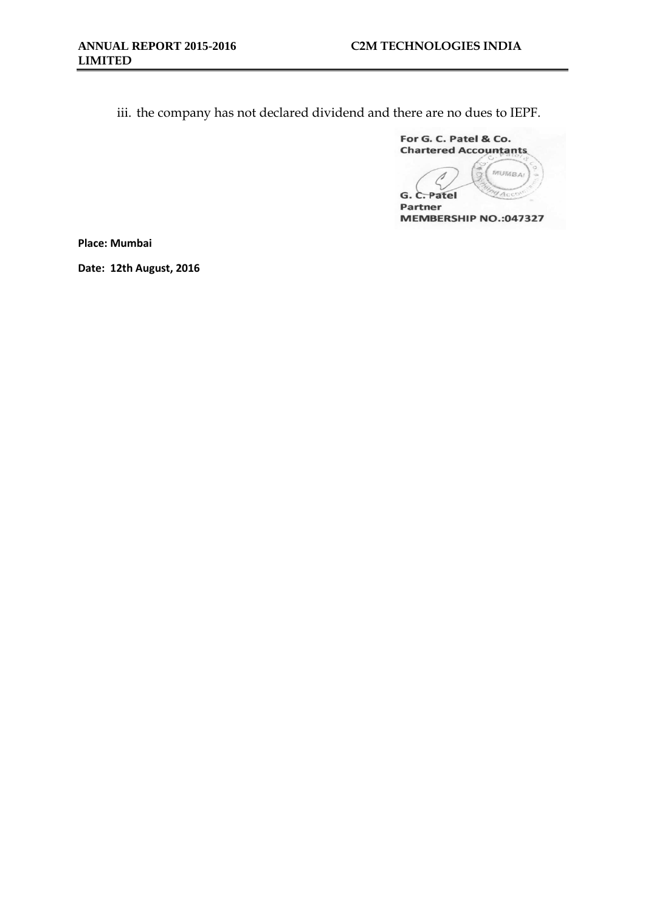iii. the company has not declared dividend and there are no dues to IEPF.

For G. C. Patel & Co.
Chartered Accountants

G. C. Patel
Partner
MEMBERSHIP NO.:047327

**Place: Mumbai**

**Date: 12th August, 2016**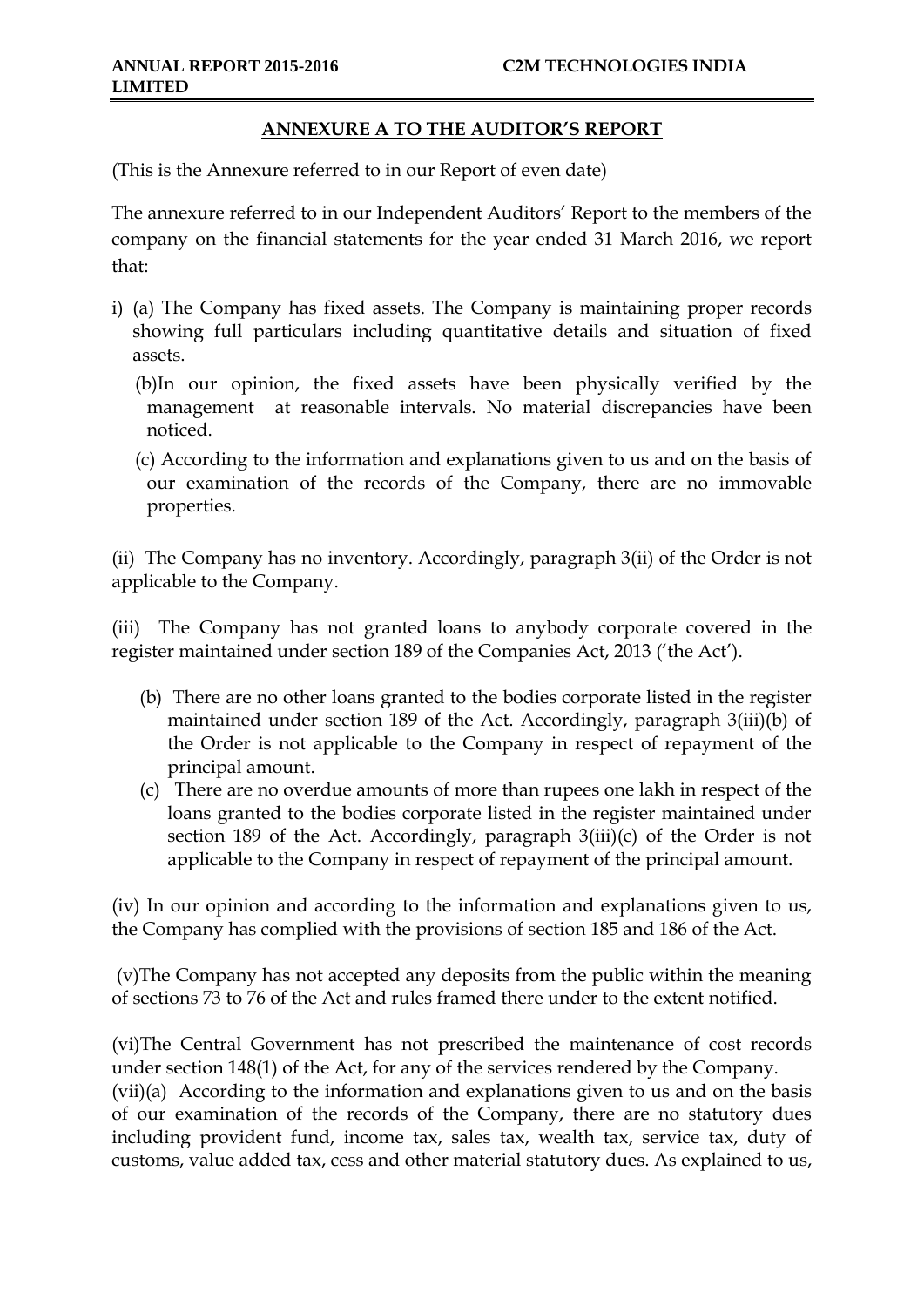## ANNEXURE A TO THE AUDITOR'S REPORT

(This is the Annexure referred to in our Report of even date)

The annexure referred to in our Independent Auditors' Report to the members of the company on the financial statements for the year ended 31 March 2016, we report that:

i) (a) The Company has fixed assets. The Company is maintaining proper records showing full particulars including quantitative details and situation of fixed assets.

(b)In our opinion, the fixed assets have been physically verified by the management at reasonable intervals. No material discrepancies have been noticed.

(c) According to the information and explanations given to us and on the basis of our examination of the records of the Company, there are no immovable properties.

(ii) The Company has no inventory. Accordingly, paragraph 3(ii) of the Order is not applicable to the Company.

(iii) The Company has not granted loans to anybody corporate covered in the register maintained under section 189 of the Companies Act, 2013 ('the Act').

(b) There are no other loans granted to the bodies corporate listed in the register maintained under section 189 of the Act. Accordingly, paragraph 3(iii)(b) of the Order is not applicable to the Company in respect of repayment of the principal amount.

(c) There are no overdue amounts of more than rupees one lakh in respect of the loans granted to the bodies corporate listed in the register maintained under section 189 of the Act. Accordingly, paragraph 3(iii)(c) of the Order is not applicable to the Company in respect of repayment of the principal amount.

(iv) In our opinion and according to the information and explanations given to us, the Company has complied with the provisions of section 185 and 186 of the Act.

(v)The Company has not accepted any deposits from the public within the meaning of sections 73 to 76 of the Act and rules framed there under to the extent notified.

(vi)The Central Government has not prescribed the maintenance of cost records under section 148(1) of the Act, for any of the services rendered by the Company.

(vii)(a) According to the information and explanations given to us and on the basis of our examination of the records of the Company, there are no statutory dues including provident fund, income tax, sales tax, wealth tax, service tax, duty of customs, value added tax, cess and other material statutory dues. As explained to us,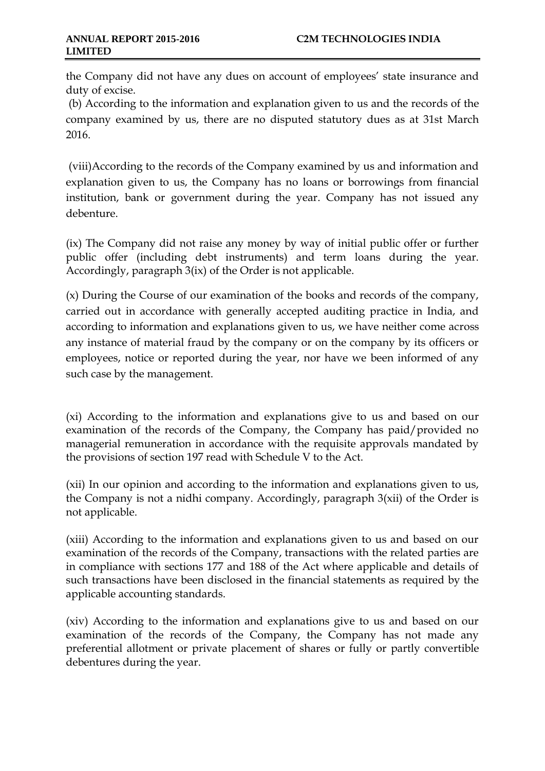the Company did not have any dues on account of employees' state insurance and duty of excise.

(b) According to the information and explanation given to us and the records of the company examined by us, there are no disputed statutory dues as at 31st March 2016.

(viii)According to the records of the Company examined by us and information and explanation given to us, the Company has no loans or borrowings from financial institution, bank or government during the year. Company has not issued any debenture.

(ix) The Company did not raise any money by way of initial public offer or further public offer (including debt instruments) and term loans during the year. Accordingly, paragraph 3(ix) of the Order is not applicable.

(x) During the Course of our examination of the books and records of the company, carried out in accordance with generally accepted auditing practice in India, and according to information and explanations given to us, we have neither come across any instance of material fraud by the company or on the company by its officers or employees, notice or reported during the year, nor have we been informed of any such case by the management.

(xi) According to the information and explanations give to us and based on our examination of the records of the Company, the Company has paid/provided no managerial remuneration in accordance with the requisite approvals mandated by the provisions of section 197 read with Schedule V to the Act.

(xii) In our opinion and according to the information and explanations given to us, the Company is not a nidhi company. Accordingly, paragraph 3(xii) of the Order is not applicable.

(xiii) According to the information and explanations given to us and based on our examination of the records of the Company, transactions with the related parties are in compliance with sections 177 and 188 of the Act where applicable and details of such transactions have been disclosed in the financial statements as required by the applicable accounting standards.

(xiv) According to the information and explanations give to us and based on our examination of the records of the Company, the Company has not made any preferential allotment or private placement of shares or fully or partly convertible debentures during the year.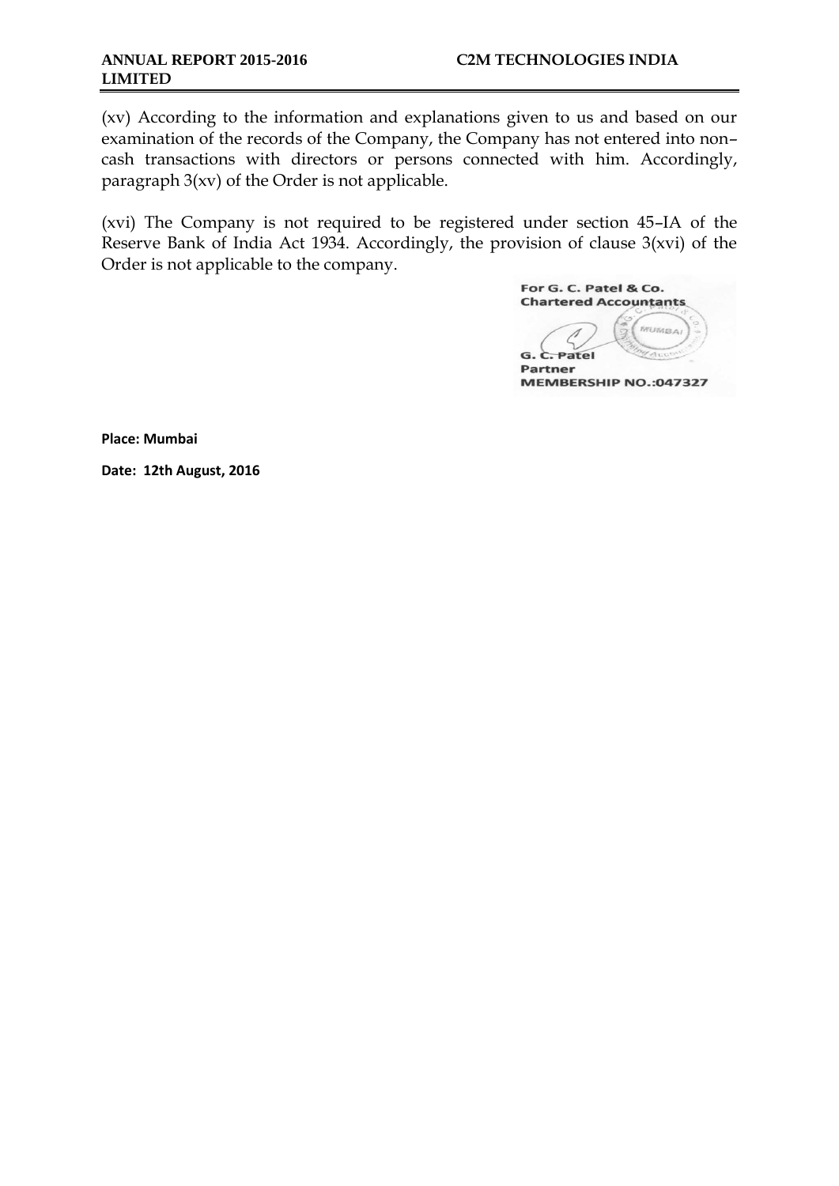(xv) According to the information and explanations given to us and based on our examination of the records of the Company, the Company has not entered into non–cash transactions with directors or persons connected with him. Accordingly, paragraph 3(xv) of the Order is not applicable.

(xvi) The Company is not required to be registered under section 45–IA of the Reserve Bank of India Act 1934. Accordingly, the provision of clause 3(xvi) of the Order is not applicable to the company.

For G. C. Patel & Co.
Chartered Accountants

G. C. Patel
Partner
MEMBERSHIP NO.:047327

**Place: Mumbai**

**Date: 12th August, 2016**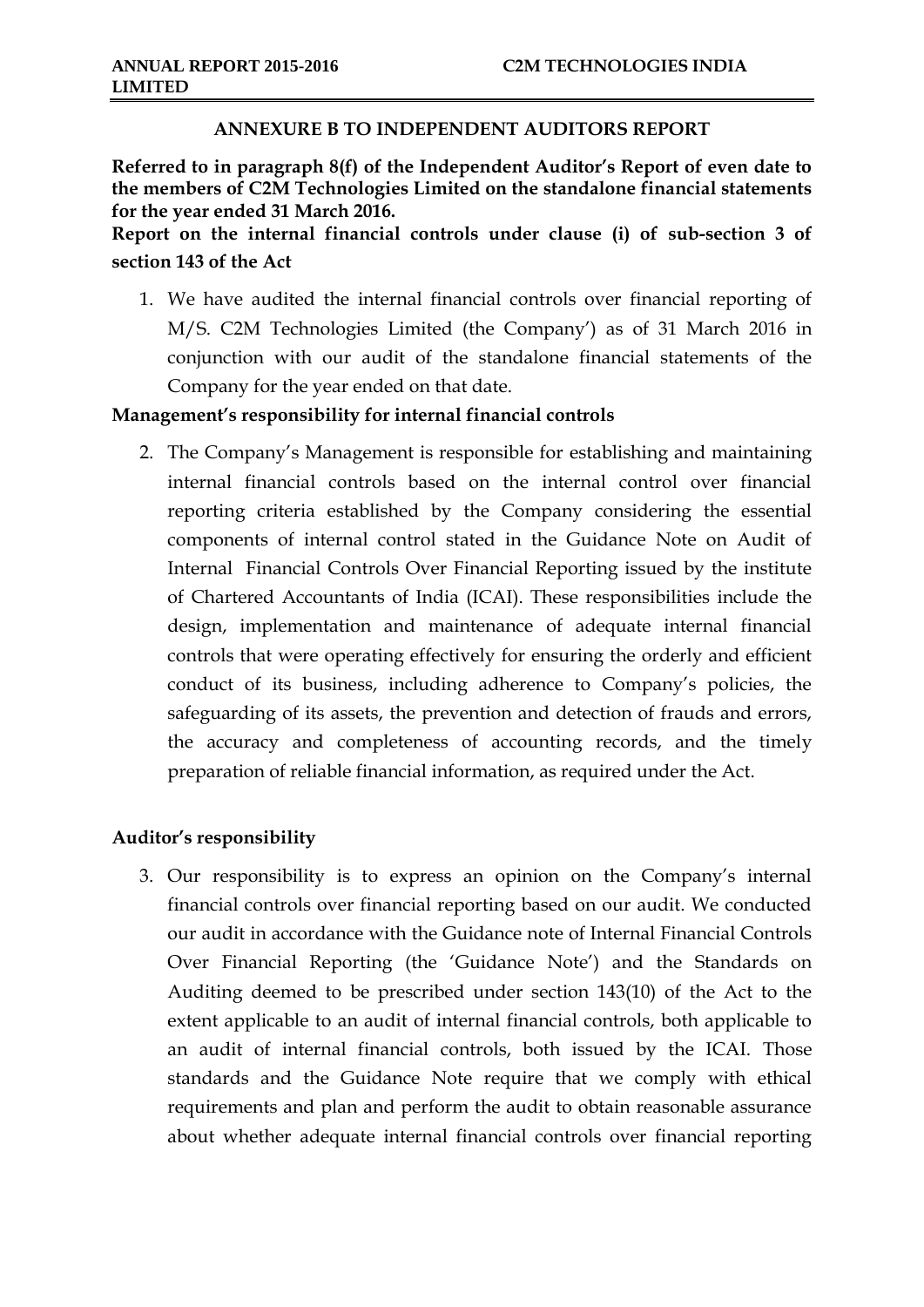## ANNEXURE B TO INDEPENDENT AUDITORS REPORT

**Referred to in paragraph 8(f) of the Independent Auditor's Report of even date to the members of C2M Technologies Limited on the standalone financial statements for the year ended 31 March 2016.**

**Report on the internal financial controls under clause (i) of sub-section 3 of section 143 of the Act**

1. We have audited the internal financial controls over financial reporting of M/S. C2M Technologies Limited (the Company') as of 31 March 2016 in conjunction with our audit of the standalone financial statements of the Company for the year ended on that date.

**Management's responsibility for internal financial controls**

2. The Company's Management is responsible for establishing and maintaining internal financial controls based on the internal control over financial reporting criteria established by the Company considering the essential components of internal control stated in the Guidance Note on Audit of Internal Financial Controls Over Financial Reporting issued by the institute of Chartered Accountants of India (ICAI). These responsibilities include the design, implementation and maintenance of adequate internal financial controls that were operating effectively for ensuring the orderly and efficient conduct of its business, including adherence to Company's policies, the safeguarding of its assets, the prevention and detection of frauds and errors, the accuracy and completeness of accounting records, and the timely preparation of reliable financial information, as required under the Act.

**Auditor's responsibility**

3. Our responsibility is to express an opinion on the Company's internal financial controls over financial reporting based on our audit. We conducted our audit in accordance with the Guidance note of Internal Financial Controls Over Financial Reporting (the 'Guidance Note') and the Standards on Auditing deemed to be prescribed under section 143(10) of the Act to the extent applicable to an audit of internal financial controls, both applicable to an audit of internal financial controls, both issued by the ICAI. Those standards and the Guidance Note require that we comply with ethical requirements and plan and perform the audit to obtain reasonable assurance about whether adequate internal financial controls over financial reporting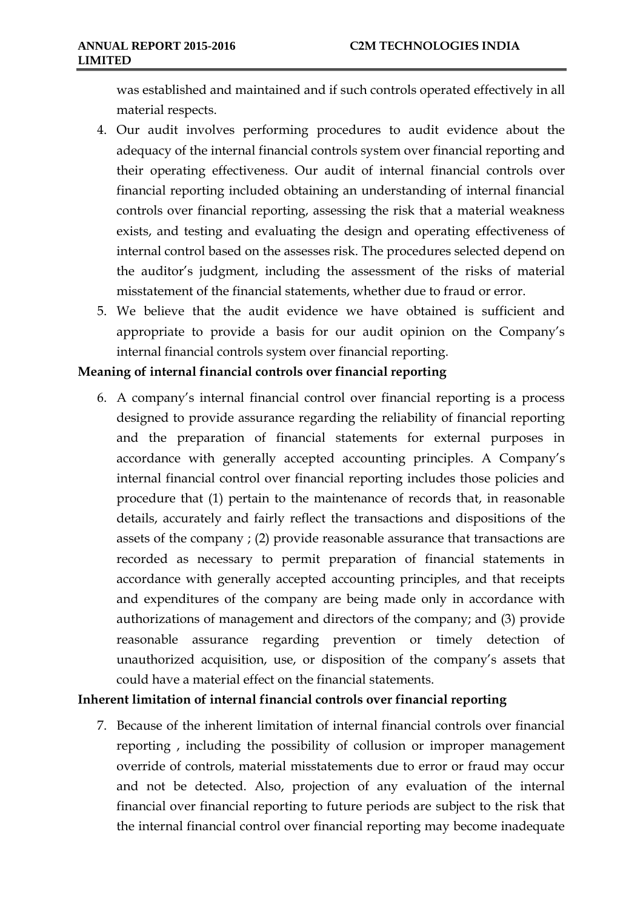was established and maintained and if such controls operated effectively in all material respects.

4. Our audit involves performing procedures to audit evidence about the adequacy of the internal financial controls system over financial reporting and their operating effectiveness. Our audit of internal financial controls over financial reporting included obtaining an understanding of internal financial controls over financial reporting, assessing the risk that a material weakness exists, and testing and evaluating the design and operating effectiveness of internal control based on the assesses risk. The procedures selected depend on the auditor's judgment, including the assessment of the risks of material misstatement of the financial statements, whether due to fraud or error.
5. We believe that the audit evidence we have obtained is sufficient and appropriate to provide a basis for our audit opinion on the Company's internal financial controls system over financial reporting.

**Meaning of internal financial controls over financial reporting**

6. A company's internal financial control over financial reporting is a process designed to provide assurance regarding the reliability of financial reporting and the preparation of financial statements for external purposes in accordance with generally accepted accounting principles. A Company's internal financial control over financial reporting includes those policies and procedure that (1) pertain to the maintenance of records that, in reasonable details, accurately and fairly reflect the transactions and dispositions of the assets of the company ; (2) provide reasonable assurance that transactions are recorded as necessary to permit preparation of financial statements in accordance with generally accepted accounting principles, and that receipts and expenditures of the company are being made only in accordance with authorizations of management and directors of the company; and (3) provide reasonable assurance regarding prevention or timely detection of unauthorized acquisition, use, or disposition of the company's assets that could have a material effect on the financial statements.

**Inherent limitation of internal financial controls over financial reporting**

7. Because of the inherent limitation of internal financial controls over financial reporting , including the possibility of collusion or improper management override of controls, material misstatements due to error or fraud may occur and not be detected. Also, projection of any evaluation of the internal financial over financial reporting to future periods are subject to the risk that the internal financial control over financial reporting may become inadequate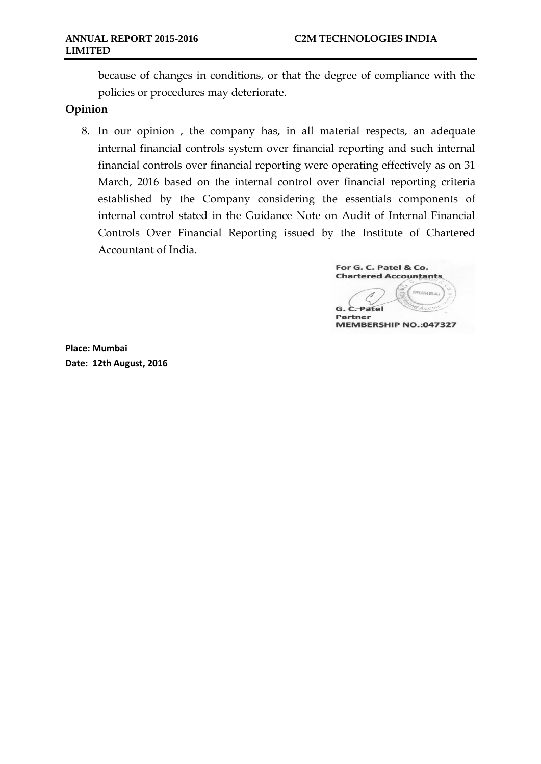because of changes in conditions, or that the degree of compliance with the policies or procedures may deteriorate.

**Opinion**

8. In our opinion , the company has, in all material respects, an adequate internal financial controls system over financial reporting and such internal financial controls over financial reporting were operating effectively as on 31 March, 2016 based on the internal control over financial reporting criteria established by the Company considering the essentials components of internal control stated in the Guidance Note on Audit of Internal Financial Controls Over Financial Reporting issued by the Institute of Chartered Accountant of India.

For G. C. Patel & Co.
Chartered Accountants

G. C. Patel
Partner
MEMBERSHIP NO.:047327

**Place: Mumbai**
**Date: 12th August, 2016**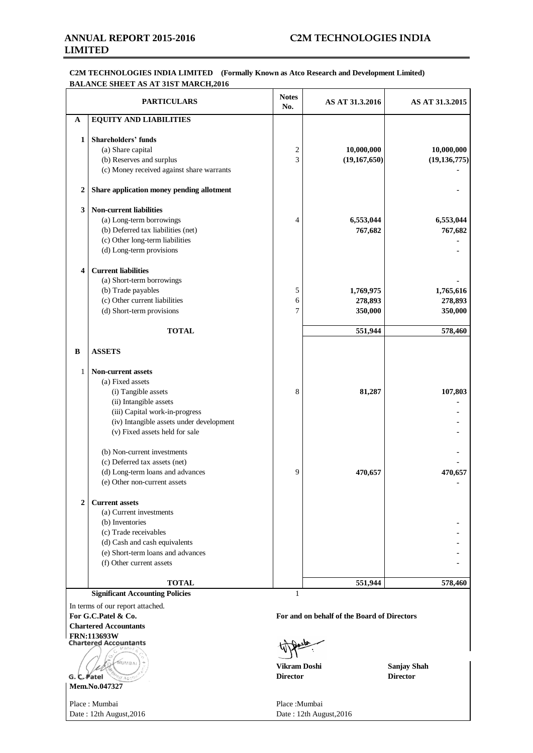**C2M TECHNOLOGIES INDIA LIMITED (Formally Known as Atco Research and Development Limited)**
**BALANCE SHEET AS AT 31ST MARCH,2016**

| | PARTICULARS | Notes No. | AS AT 31.3.2016 | AS AT 31.3.2015 |
|---|---|---|---|---|
| **A** | **EQUITY AND LIABILITIES** | | | |
| **1** | **Shareholders' funds** | | | |
| | (a) Share capital | 2 | **10,000,000** | **10,000,000** |
| | (b) Reserves and surplus | 3 | **(19,167,650)** | **(19,136,775)** |
| | (c) Money received against share warrants | | | - |
| **2** | **Share application money pending allotment** | | | - |
| **3** | **Non-current liabilities** | | | |
| | (a) Long-term borrowings | 4 | **6,553,044** | **6,553,044** |
| | (b) Deferred tax liabilities (net) | | **767,682** | **767,682** |
| | (c) Other long-term liabilities | | | - |
| | (d) Long-term provisions | | | - |
| **4** | **Current liabilities** | | | |
| | (a) Short-term borrowings | | | - |
| | (b) Trade payables | 5 | **1,769,975** | **1,765,616** |
| | (c) Other current liabilities | 6 | **278,893** | **278,893** |
| | (d) Short-term provisions | 7 | **350,000** | **350,000** |
| | **TOTAL** | | **551,944** | **578,460** |
| **B** | **ASSETS** | | | |
| 1 | **Non-current assets** | | | |
| | (a) Fixed assets | | | |
| | (i) Tangible assets | 8 | **81,287** | **107,803** |
| | (ii) Intangible assets | | | - |
| | (iii) Capital work-in-progress | | | - |
| | (iv) Intangible assets under development | | | - |
| | (v) Fixed assets held for sale | | | - |
| | (b) Non-current investments | | | - |
| | (c) Deferred tax assets (net) | | | - |
| | (d) Long-term loans and advances | 9 | **470,657** | **470,657** |
| | (e) Other non-current assets | | | - |
| **2** | **Current assets** | | | |
| | (a) Current investments | | | |
| | (b) Inventories | | | - |
| | (c) Trade receivables | | | - |
| | (d) Cash and cash equivalents | | | - |
| | (e) Short-term loans and advances | | | - |
| | (f) Other current assets | | | - |
| | **TOTAL** | | **551,944** | **578,460** |
| | **Significant Accounting Policies** | 1 | | |

In terms of our report attached.

**For G.C.Patel & Co.**
**Chartered Accountants**
**FRN:113693W**

G. C. Patel
**Mem.No.047327**

Place : Mumbai
Date : 12th August,2016

**For and on behalf of the Board of Directors**

**Vikram Doshi** — **Director**

**Sanjay Shah** — **Director**

Place :Mumbai
Date : 12th August,2016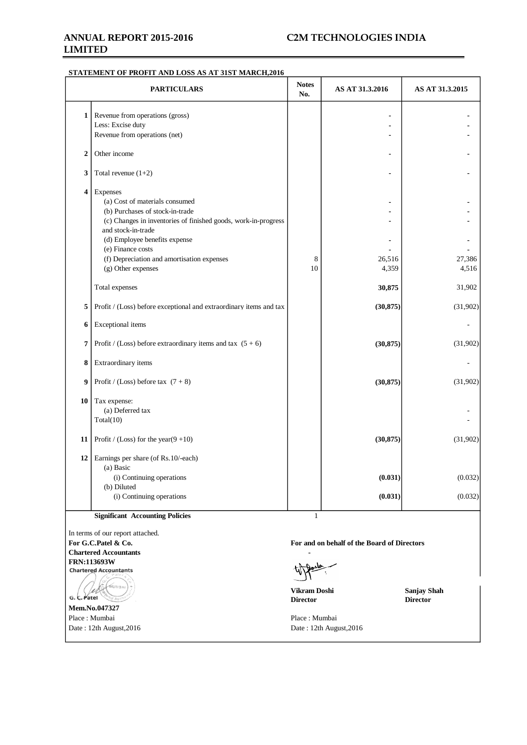## STATEMENT OF PROFIT AND LOSS AS AT 31ST MARCH,2016

| | PARTICULARS | Notes No. | AS AT 31.3.2016 | AS AT 31.3.2015 |
|---|---|---|---|---|
| 1 | Revenue from operations (gross) | | - | - |
| | Less: Excise duty | | - | - |
| | Revenue from operations (net) | | - | - |
| 2 | Other income | | - | - |
| 3 | Total revenue (1+2) | | - | - |
| 4 | Expenses | | | |
| | (a) Cost of materials consumed | | - | - |
| | (b) Purchases of stock-in-trade | | - | - |
| | (c) Changes in inventories of finished goods, work-in-progress and stock-in-trade | | - | - |
| | (d) Employee benefits expense | | - | - |
| | (e) Finance costs | | - | - |
| | (f) Depreciation and amortisation expenses | 8 | 26,516 | 27,386 |
| | (g) Other expenses | 10 | 4,359 | 4,516 |
| | Total expenses | | **30,875** | 31,902 |
| 5 | Profit / (Loss) before exceptional and extraordinary items and tax | | **(30,875)** | (31,902) |
| 6 | Exceptional items | | | - |
| 7 | Profit / (Loss) before extraordinary items and tax (5 + 6) | | **(30,875)** | (31,902) |
| 8 | Extraordinary items | | | - |
| 9 | Profit / (Loss) before tax (7 + 8) | | **(30,875)** | (31,902) |
| 10 | Tax expense: | | | |
| | (a) Deferred tax | | | - |
| | Total(10) | | | - |
| 11 | Profit / (Loss) for the year(9 +10) | | **(30,875)** | (31,902) |
| 12 | Earnings per share (of Rs.10/-each) | | | |
| | (a) Basic | | | |
| | (i) Continuing operations | | **(0.031)** | (0.032) |
| | (b) Diluted | | | |
| | (i) Continuing operations | | **(0.031)** | (0.032) |
| | **Significant Accounting Policies** | 1 | | |

In terms of our report attached.

**For G.C.Patel & Co.**
**Chartered Accountants**
**FRN:113693W**

G. C. Patel
**Mem.No.047327**
Place : Mumbai
Date : 12th August,2016

**For and on behalf of the Board of Directors**

**Vikram Doshi**
**Director**

**Sanjay Shah**
**Director**

Place : Mumbai
Date : 12th August,2016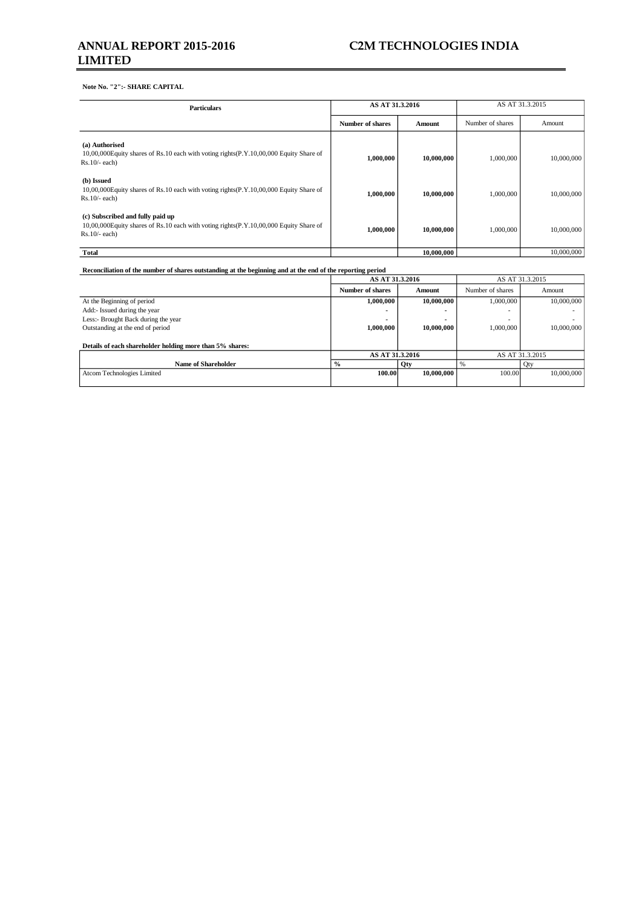**Note No. "2":- SHARE CAPITAL**

| Particulars | AS AT 31.3.2016 | | AS AT 31.3.2015 | |
|---|---|---|---|---|
| | Number of shares | Amount | Number of shares | Amount |
| **(a) Authorised**<br>10,00,000Equity shares of Rs.10 each with voting rights(P.Y.10,00,000 Equity Share of Rs.10/- each) | **1,000,000** | **10,000,000** | 1,000,000 | 10,000,000 |
| **(b) Issued**<br>10,00,000Equity shares of Rs.10 each with voting rights(P.Y.10,00,000 Equity Share of Rs.10/- each) | **1,000,000** | **10,000,000** | 1,000,000 | 10,000,000 |
| **(c) Subscribed and fully paid up**<br>10,00,000Equity shares of Rs.10 each with voting rights(P.Y.10,00,000 Equity Share of Rs.10/- each) | **1,000,000** | **10,000,000** | 1,000,000 | 10,000,000 |
| **Total** | | **10,000,000** | | 10,000,000 |

**Reconciliation of the number of shares outstanding at the beginning and at the end of the reporting period**

| | AS AT 31.3.2016 | | AS AT 31.3.2015 | |
|---|---|---|---|---|
| | Number of shares | Amount | Number of shares | Amount |
| At the Beginning of period | **1,000,000** | **10,000,000** | 1,000,000 | 10,000,000 |
| Add:- Issued during the year | - | - | - | - |
| Less:- Brought Back during the year | - | - | - | - |
| Outstanding at the end of period | **1,000,000** | **10,000,000** | 1,000,000 | 10,000,000 |

**Details of each shareholder holding more than 5% shares:**

| Name of Shareholder | AS AT 31.3.2016 | | AS AT 31.3.2015 | |
|---|---|---|---|---|
| | % | Qty | % | Qty |
| Atcom Technologies Limited | **100.00** | **10,000,000** | 100.00 | 10,000,000 |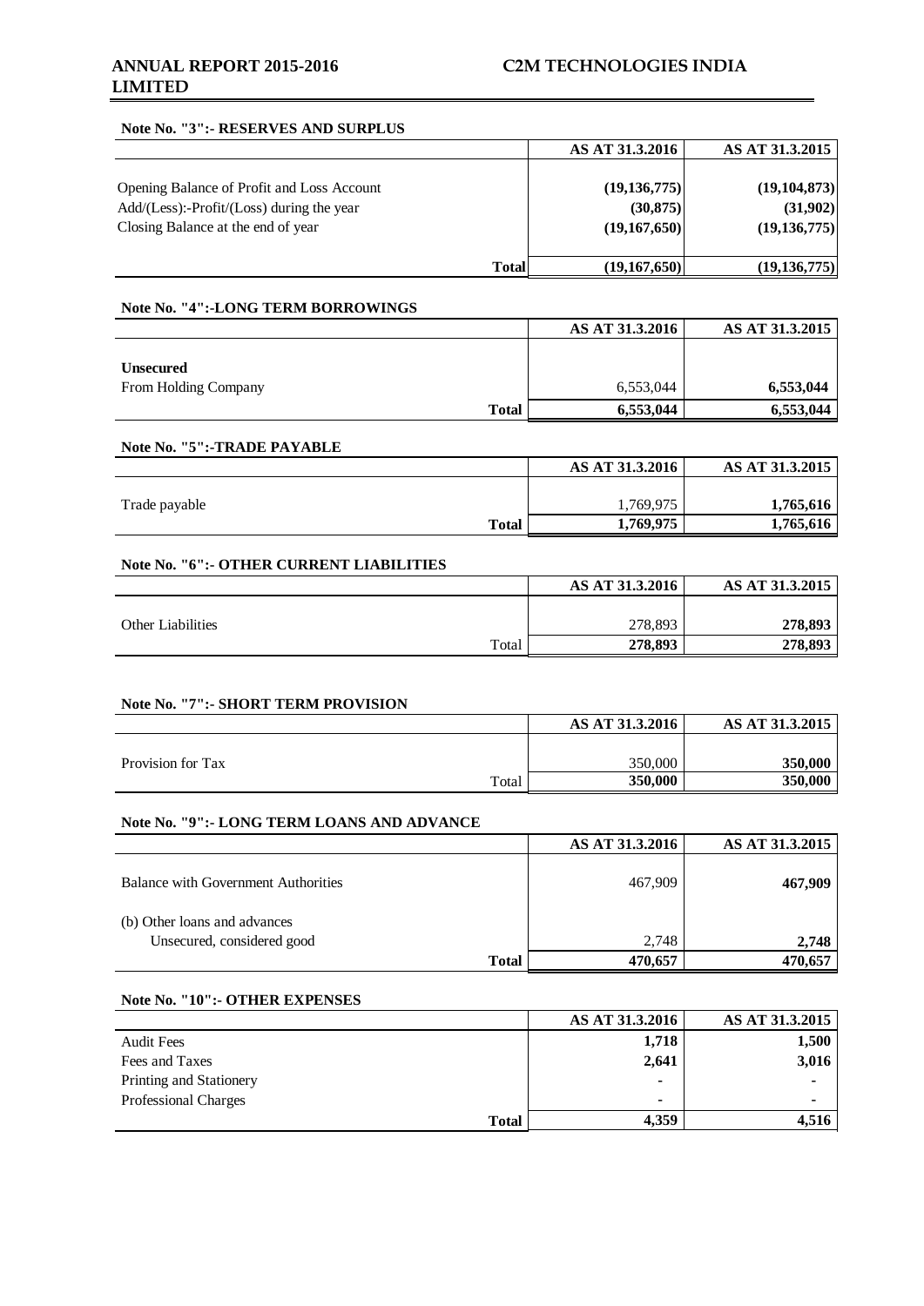**Note No. "3":- RESERVES AND SURPLUS**

| | AS AT 31.3.2016 | AS AT 31.3.2015 |
|---|---|---|
| Opening Balance of Profit and Loss Account | **(19,136,775)** | **(19,104,873)** |
| Add/(Less):-Profit/(Loss) during the year | **(30,875)** | **(31,902)** |
| Closing Balance at the end of year | **(19,167,650)** | **(19,136,775)** |
| **Total** | **(19,167,650)** | **(19,136,775)** |

**Note No. "4":-LONG TERM BORROWINGS**

| | AS AT 31.3.2016 | AS AT 31.3.2015 |
|---|---|---|
| **Unsecured** | | |
| From Holding Company | 6,553,044 | **6,553,044** |
| **Total** | **6,553,044** | **6,553,044** |

**Note No. "5":-TRADE PAYABLE**

| | AS AT 31.3.2016 | AS AT 31.3.2015 |
|---|---|---|
| Trade payable | 1,769,975 | **1,765,616** |
| **Total** | **1,769,975** | **1,765,616** |

**Note No. "6":- OTHER CURRENT LIABILITIES**

| | AS AT 31.3.2016 | AS AT 31.3.2015 |
|---|---|---|
| Other Liabilities | 278,893 | **278,893** |
| Total | **278,893** | **278,893** |

**Note No. "7":- SHORT TERM PROVISION**

| | AS AT 31.3.2016 | AS AT 31.3.2015 |
|---|---|---|
| Provision for Tax | 350,000 | **350,000** |
| Total | **350,000** | **350,000** |

**Note No. "9":- LONG TERM LOANS AND ADVANCE**

| | AS AT 31.3.2016 | AS AT 31.3.2015 |
|---|---|---|
| Balance with Government Authorities | 467,909 | **467,909** |
| (b) Other loans and advances | | |
| Unsecured, considered good | 2,748 | **2,748** |
| **Total** | **470,657** | **470,657** |

**Note No. "10":- OTHER EXPENSES**

| | AS AT 31.3.2016 | AS AT 31.3.2015 |
|---|---|---|
| Audit Fees | **1,718** | **1,500** |
| Fees and Taxes | **2,641** | **3,016** |
| Printing and Stationery | - | - |
| Professional Charges | - | - |
| **Total** | **4,359** | **4,516** |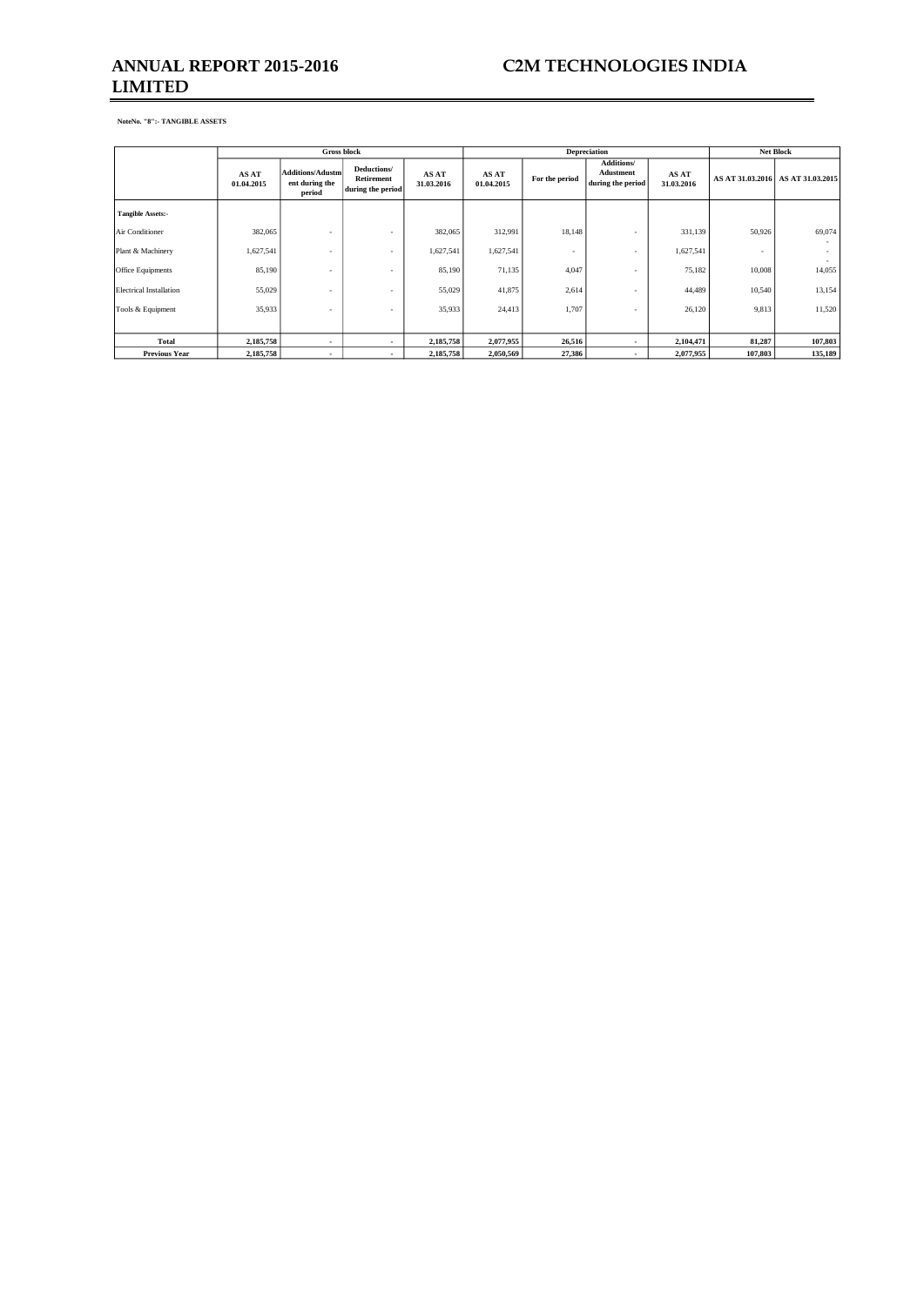**NoteNo. "8":- TANGIBLE ASSETS**

| | Gross block | | | | Depreciation | | | | Net Block | |
|---|---|---|---|---|---|---|---|---|---|---|
| | AS AT 01.04.2015 | Additions/Adustment during the period | Deductions/ Retirement during the period | AS AT 31.03.2016 | AS AT 01.04.2015 | For the period | Additions/ Adustment during the period | AS AT 31.03.2016 | AS AT 31.03.2016 | AS AT 31.03.2015 |
| **Tangible Assets:-** | | | | | | | | | | |
| Air Conditioner | 382,065 | - | - | 382,065 | 312,991 | 18,148 | - | 331,139 | 50,926 | 69,074 |
| Plant & Machinery | 1,627,541 | - | - | 1,627,541 | 1,627,541 | - | - | 1,627,541 | - | - |
| Office Equipments | 85,190 | - | - | 85,190 | 71,135 | 4,047 | - | 75,182 | 10,008 | 14,055 |
| Electrical Installation | 55,029 | - | - | 55,029 | 41,875 | 2,614 | - | 44,489 | 10,540 | 13,154 |
| Tools & Equipment | 35,933 | - | - | 35,933 | 24,413 | 1,707 | - | 26,120 | 9,813 | 11,520 |
| **Total** | **2,185,758** | **-** | **-** | **2,185,758** | **2,077,955** | **26,516** | **-** | **2,104,471** | **81,287** | **107,803** |
| **Previous Year** | **2,185,758** | **-** | **-** | **2,185,758** | **2,050,569** | **27,386** | **-** | **2,077,955** | **107,803** | **135,189** |